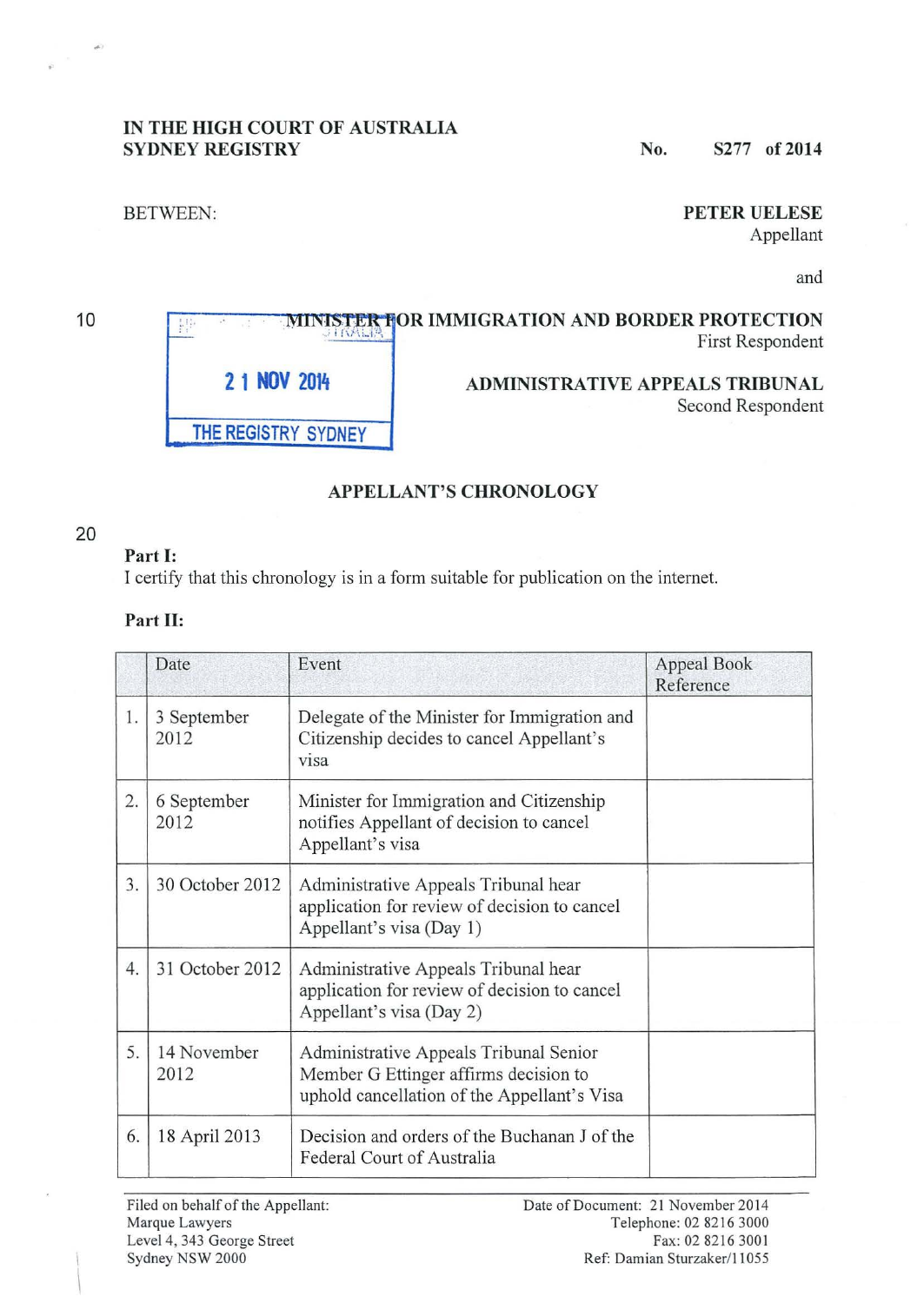**IN THE HIGH COURT OF AUSTRALIA**
**SYDNEY REGISTRY**

**No. S277 of 2014**

BETWEEN:

**PETER UELESE**
Appellant

and

**MINISTER FOR IMMIGRATION AND BORDER PROTECTION**
First Respondent

**ADMINISTRATIVE APPEALS TRIBUNAL**
Second Respondent

21 NOV 2014
THE REGISTRY SYDNEY

## APPELLANT'S CHRONOLOGY

**Part I:**
I certify that this chronology is in a form suitable for publication on the internet.

**Part II:**

| | Date | Event | Appeal Book Reference |
|---|---|---|---|
| 1. | 3 September 2012 | Delegate of the Minister for Immigration and Citizenship decides to cancel Appellant's visa | |
| 2. | 6 September 2012 | Minister for Immigration and Citizenship notifies Appellant of decision to cancel Appellant's visa | |
| 3. | 30 October 2012 | Administrative Appeals Tribunal hear application for review of decision to cancel Appellant's visa (Day 1) | |
| 4. | 31 October 2012 | Administrative Appeals Tribunal hear application for review of decision to cancel Appellant's visa (Day 2) | |
| 5. | 14 November 2012 | Administrative Appeals Tribunal Senior Member G Ettinger affirms decision to uphold cancellation of the Appellant's Visa | |
| 6. | 18 April 2013 | Decision and orders of the Buchanan J of the Federal Court of Australia | |

Filed on behalf of the Appellant:
Marque Lawyers
Level 4, 343 George Street
Sydney NSW 2000

Date of Document: 21 November 2014
Telephone: 02 8216 3000
Fax: 02 8216 3001
Ref: Damian Sturzaker/11055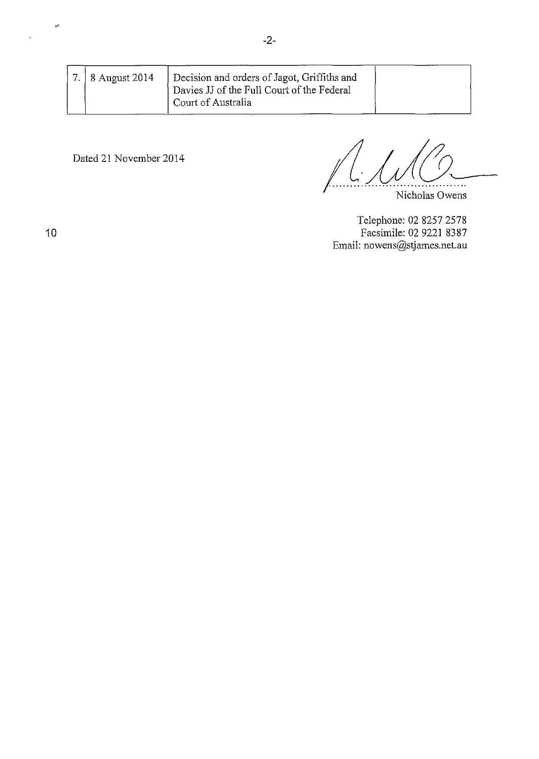| | | | |
|---|---|---|---|
| 7. | 8 August 2014 | Decision and orders of Jagot, Griffiths and Davies JJ of the Full Court of the Federal Court of Australia | |

Dated 21 November 2014

Nicholas Owens

Telephone: 02 8257 2578
Facsimile: 02 9221 8387
Email: nowens@stjames.net.au